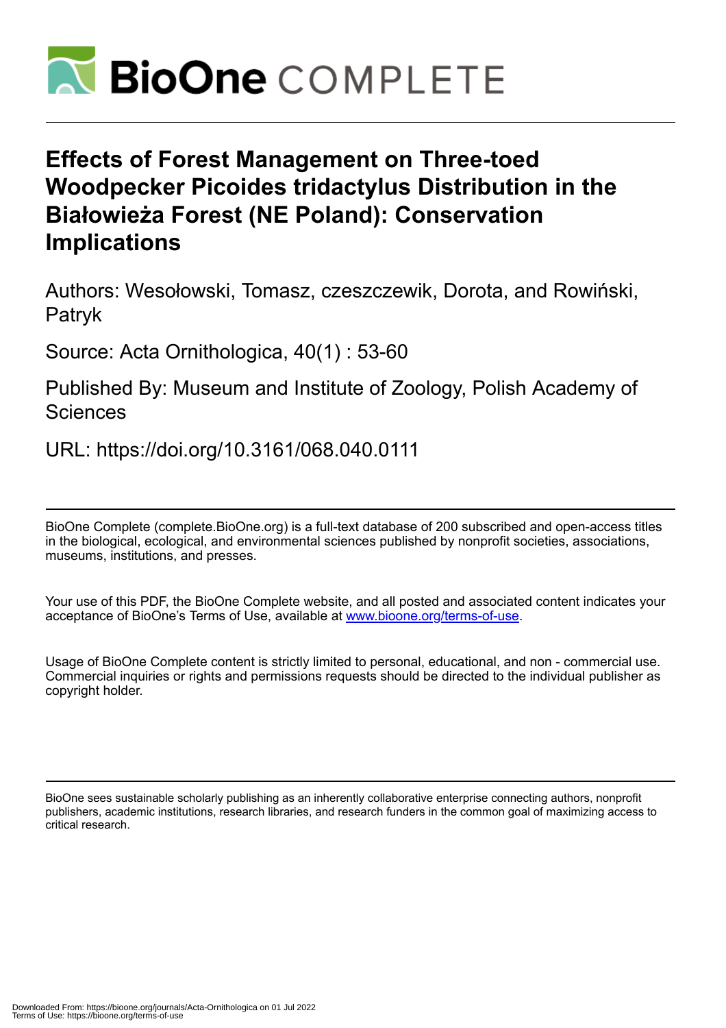# Effects of Forest Management on Three-toed Woodpecker Picoides tridactylus Distribution in the Białowieża Forest (NE Poland): Conservation Implications

Authors: Wesołowski, Tomasz, czeszczewik, Dorota, and Rowiński, Patryk

Source: Acta Ornithologica, 40(1) : 53-60

Published By: Museum and Institute of Zoology, Polish Academy of Sciences

URL: https://doi.org/10.3161/068.040.0111

BioOne Complete (complete.BioOne.org) is a full-text database of 200 subscribed and open-access titles in the biological, ecological, and environmental sciences published by nonprofit societies, associations, museums, institutions, and presses.

Your use of this PDF, the BioOne Complete website, and all posted and associated content indicates your acceptance of BioOne's Terms of Use, available at www.bioone.org/terms-of-use.

Usage of BioOne Complete content is strictly limited to personal, educational, and non - commercial use. Commercial inquiries or rights and permissions requests should be directed to the individual publisher as copyright holder.

BioOne sees sustainable scholarly publishing as an inherently collaborative enterprise connecting authors, nonprofit publishers, academic institutions, research libraries, and research funders in the common goal of maximizing access to critical research.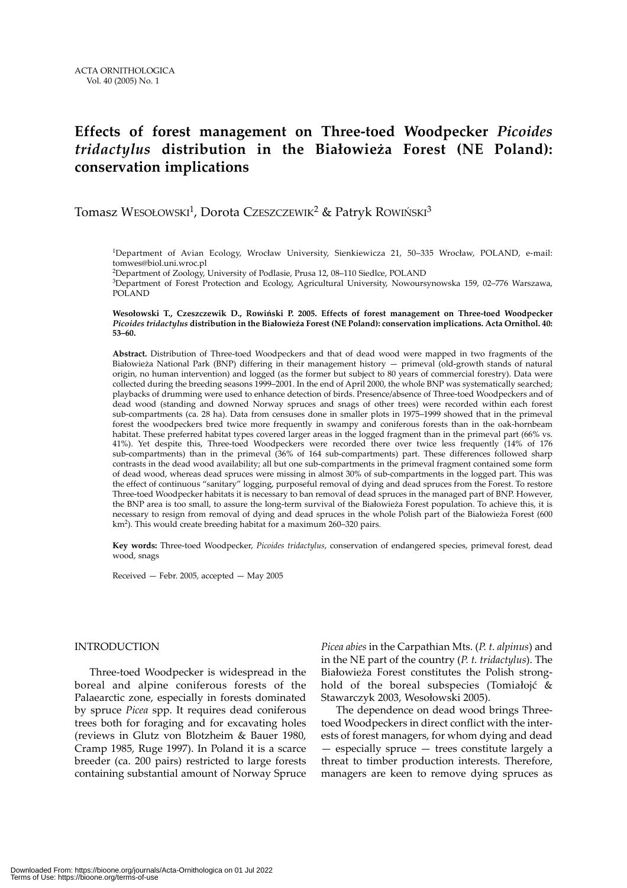# Effects of forest management on Three-toed Woodpecker *Picoides tridactylus* distribution in the Białowieża Forest (NE Poland): conservation implications

Tomasz Wesołowski[1], Dorota Czeszczewik[2] & Patryk Rowiński[3]

[1]Department of Avian Ecology, Wrocław University, Sienkiewicza 21, 50–335 Wrocław, POLAND, e-mail: tomwes@biol.uni.wroc.pl
[2]Department of Zoology, University of Podlasie, Prusa 12, 08–110 Siedlce, POLAND
[3]Department of Forest Protection and Ecology, Agricultural University, Nowoursynowska 159, 02–776 Warszawa, POLAND

**Wesołowski T., Czeszczewik D., Rowiński P. 2005. Effects of forest management on Three-toed Woodpecker *Picoides tridactylus* distribution in the Białowieża Forest (NE Poland): conservation implications. Acta Ornithol. 40: 53–60.**

**Abstract.** Distribution of Three-toed Woodpeckers and that of dead wood were mapped in two fragments of the Białowieża National Park (BNP) differing in their management history — primeval (old-growth stands of natural origin, no human intervention) and logged (as the former but subject to 80 years of commercial forestry). Data were collected during the breeding seasons 1999–2001. In the end of April 2000, the whole BNP was systematically searched; playbacks of drumming were used to enhance detection of birds. Presence/absence of Three-toed Woodpeckers and of dead wood (standing and downed Norway spruces and snags of other trees) were recorded within each forest sub-compartments (ca. 28 ha). Data from censuses done in smaller plots in 1975–1999 showed that in the primeval forest the woodpeckers bred twice more frequently in swampy and coniferous forests than in the oak-hornbeam habitat. These preferred habitat types covered larger areas in the logged fragment than in the primeval part (66% vs. 41%). Yet despite this, Three-toed Woodpeckers were recorded there over twice less frequently (14% of 176 sub-compartments) than in the primeval (36% of 164 sub-compartments) part. These differences followed sharp contrasts in the dead wood availability; all but one sub-compartments in the primeval fragment contained some form of dead wood, whereas dead spruces were missing in almost 30% of sub-compartments in the logged part. This was the effect of continuous "sanitary" logging, purposeful removal of dying and dead spruces from the Forest. To restore Three-toed Woodpecker habitats it is necessary to ban removal of dead spruces in the managed part of BNP. However, the BNP area is too small, to assure the long-term survival of the Białowieża Forest population. To achieve this, it is necessary to resign from removal of dying and dead spruces in the whole Polish part of the Białowieża Forest (600 km$^2$). This would create breeding habitat for a maximum 260–320 pairs.

**Key words:** Three-toed Woodpecker, *Picoides tridactylus*, conservation of endangered species, primeval forest, dead wood, snags

Received — Febr. 2005, accepted — May 2005

## INTRODUCTION

Three-toed Woodpecker is widespread in the boreal and alpine coniferous forests of the Palaearctic zone, especially in forests dominated by spruce *Picea* spp. It requires dead coniferous trees both for foraging and for excavating holes (reviews in Glutz von Blotzheim & Bauer 1980, Cramp 1985, Ruge 1997). In Poland it is a scarce breeder (ca. 200 pairs) restricted to large forests containing substantial amount of Norway Spruce *Picea abies* in the Carpathian Mts. (*P. t. alpinus*) and in the NE part of the country (*P. t. tridactylus*). The Białowieża Forest constitutes the Polish stronghold of the boreal subspecies (Tomiałojć & Stawarczyk 2003, Wesołowski 2005).

The dependence on dead wood brings Three-toed Woodpeckers in direct conflict with the interests of forest managers, for whom dying and dead — especially spruce — trees constitute largely a threat to timber production interests. Therefore, managers are keen to remove dying spruces as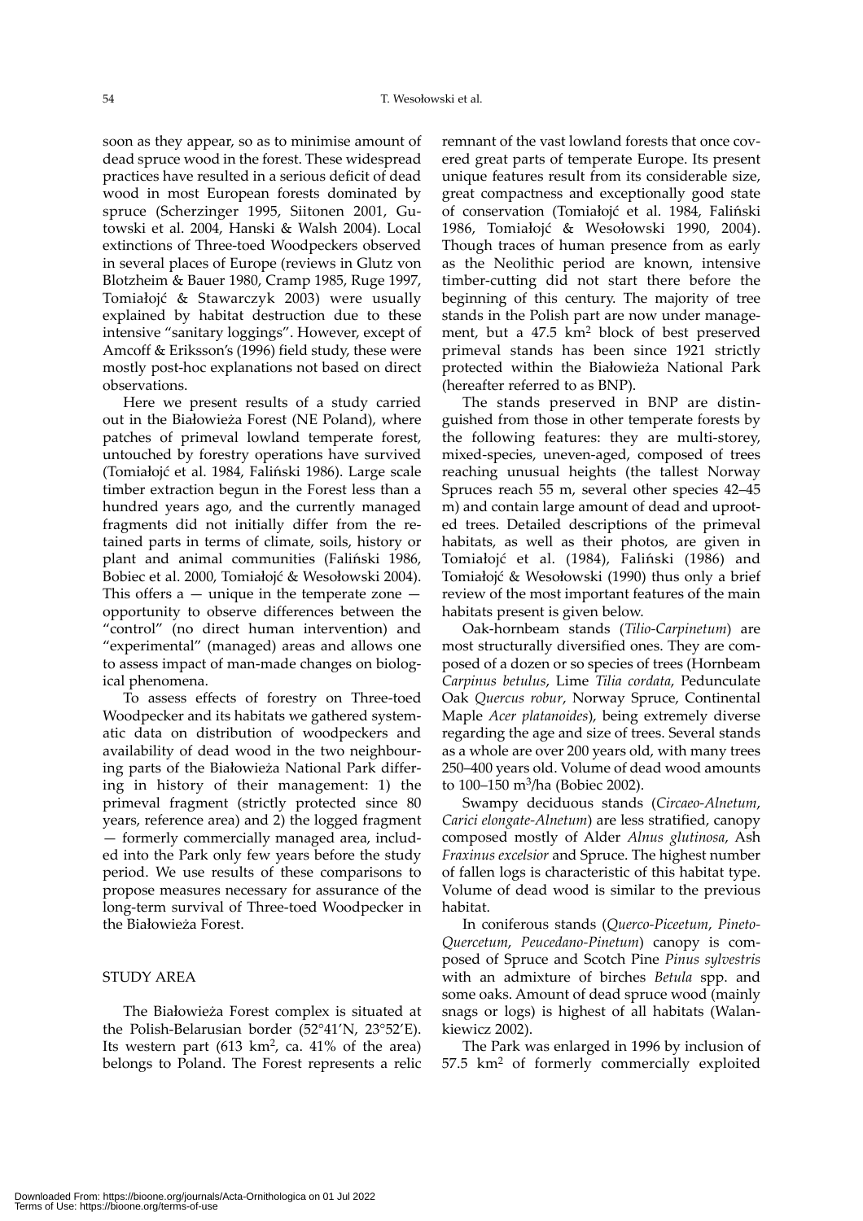soon as they appear, so as to minimise amount of dead spruce wood in the forest. These widespread practices have resulted in a serious deficit of dead wood in most European forests dominated by spruce (Scherzinger 1995, Siitonen 2001, Gutowski et al. 2004, Hanski & Walsh 2004). Local extinctions of Three-toed Woodpeckers observed in several places of Europe (reviews in Glutz von Blotzheim & Bauer 1980, Cramp 1985, Ruge 1997, Tomiałojć & Stawarczyk 2003) were usually explained by habitat destruction due to these intensive "sanitary loggings". However, except of Amcoff & Eriksson's (1996) field study, these were mostly post-hoc explanations not based on direct observations.

Here we present results of a study carried out in the Białowieża Forest (NE Poland), where patches of primeval lowland temperate forest, untouched by forestry operations have survived (Tomiałojć et al. 1984, Faliński 1986). Large scale timber extraction begun in the Forest less than a hundred years ago, and the currently managed fragments did not initially differ from the retained parts in terms of climate, soils, history or plant and animal communities (Faliński 1986, Bobiec et al. 2000, Tomiałojć & Wesołowski 2004). This offers a — unique in the temperate zone — opportunity to observe differences between the "control" (no direct human intervention) and "experimental" (managed) areas and allows one to assess impact of man-made changes on biological phenomena.

To assess effects of forestry on Three-toed Woodpecker and its habitats we gathered systematic data on distribution of woodpeckers and availability of dead wood in the two neighbouring parts of the Białowieża National Park differing in history of their management: 1) the primeval fragment (strictly protected since 80 years, reference area) and 2) the logged fragment — formerly commercially managed area, included into the Park only few years before the study period. We use results of these comparisons to propose measures necessary for assurance of the long-term survival of Three-toed Woodpecker in the Białowieża Forest.

## STUDY AREA

The Białowieża Forest complex is situated at the Polish-Belarusian border (52°41'N, 23°52'E). Its western part (613 km$^2$, ca. 41% of the area) belongs to Poland. The Forest represents a relic remnant of the vast lowland forests that once covered great parts of temperate Europe. Its present unique features result from its considerable size, great compactness and exceptionally good state of conservation (Tomiałojć et al. 1984, Faliński 1986, Tomiałojć & Wesołowski 1990, 2004). Though traces of human presence from as early as the Neolithic period are known, intensive timber-cutting did not start there before the beginning of this century. The majority of tree stands in the Polish part are now under management, but a 47.5 km$^2$ block of best preserved primeval stands has been since 1921 strictly protected within the Białowieża National Park (hereafter referred to as BNP).

The stands preserved in BNP are distinguished from those in other temperate forests by the following features: they are multi-storey, mixed-species, uneven-aged, composed of trees reaching unusual heights (the tallest Norway Spruces reach 55 m, several other species 42–45 m) and contain large amount of dead and uprooted trees. Detailed descriptions of the primeval habitats, as well as their photos, are given in Tomiałojć et al. (1984), Faliński (1986) and Tomiałojć & Wesołowski (1990) thus only a brief review of the most important features of the main habitats present is given below.

Oak-hornbeam stands (*Tilio-Carpinetum*) are most structurally diversified ones. They are composed of a dozen or so species of trees (Hornbeam *Carpinus betulus*, Lime *Tilia cordata*, Pedunculate Oak *Quercus robur*, Norway Spruce, Continental Maple *Acer platanoides*), being extremely diverse regarding the age and size of trees. Several stands as a whole are over 200 years old, with many trees 250–400 years old. Volume of dead wood amounts to 100–150 m$^3$/ha (Bobiec 2002).

Swampy deciduous stands (*Circaeo-Alnetum*, *Carici elongate-Alnetum*) are less stratified, canopy composed mostly of Alder *Alnus glutinosa*, Ash *Fraxinus excelsior* and Spruce. The highest number of fallen logs is characteristic of this habitat type. Volume of dead wood is similar to the previous habitat.

In coniferous stands (*Querco-Piceetum*, *Pineto-Quercetum*, *Peucedano-Pinetum*) canopy is composed of Spruce and Scotch Pine *Pinus sylvestris* with an admixture of birches *Betula* spp. and some oaks. Amount of dead spruce wood (mainly snags or logs) is highest of all habitats (Walankiewicz 2002).

The Park was enlarged in 1996 by inclusion of 57.5 km$^2$ of formerly commercially exploited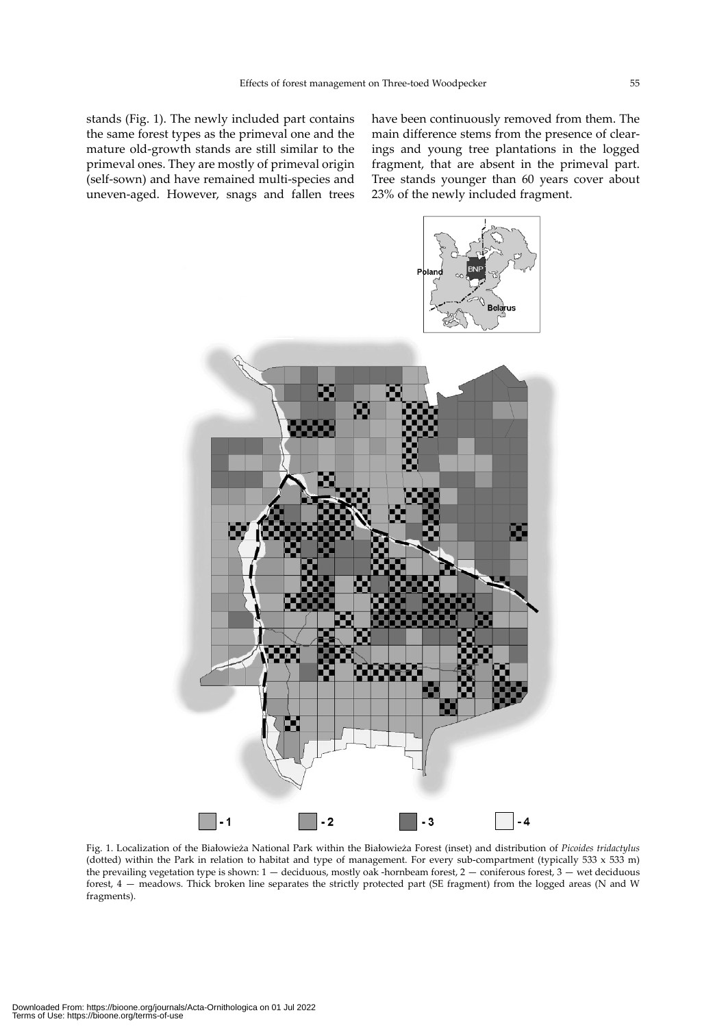stands (Fig. 1). The newly included part contains the same forest types as the primeval one and the mature old-growth stands are still similar to the primeval ones. They are mostly of primeval origin (self-sown) and have remained multi-species and uneven-aged. However, snags and fallen trees have been continuously removed from them. The main difference stems from the presence of clearings and young tree plantations in the logged fragment, that are absent in the primeval part. Tree stands younger than 60 years cover about 23% of the newly included fragment.

Poland

BNP

Belarus

- 1

- 2

- 3

- 4

Fig. 1. Localization of the Białowieża National Park within the Białowieża Forest (inset) and distribution of *Picoides tridactylus* (dotted) within the Park in relation to habitat and type of management. For every sub-compartment (typically 533 x 533 m) the prevailing vegetation type is shown: 1 — deciduous, mostly oak -hornbeam forest, 2 — coniferous forest, 3 — wet deciduous forest, 4 — meadows. Thick broken line separates the strictly protected part (SE fragment) from the logged areas (N and W fragments).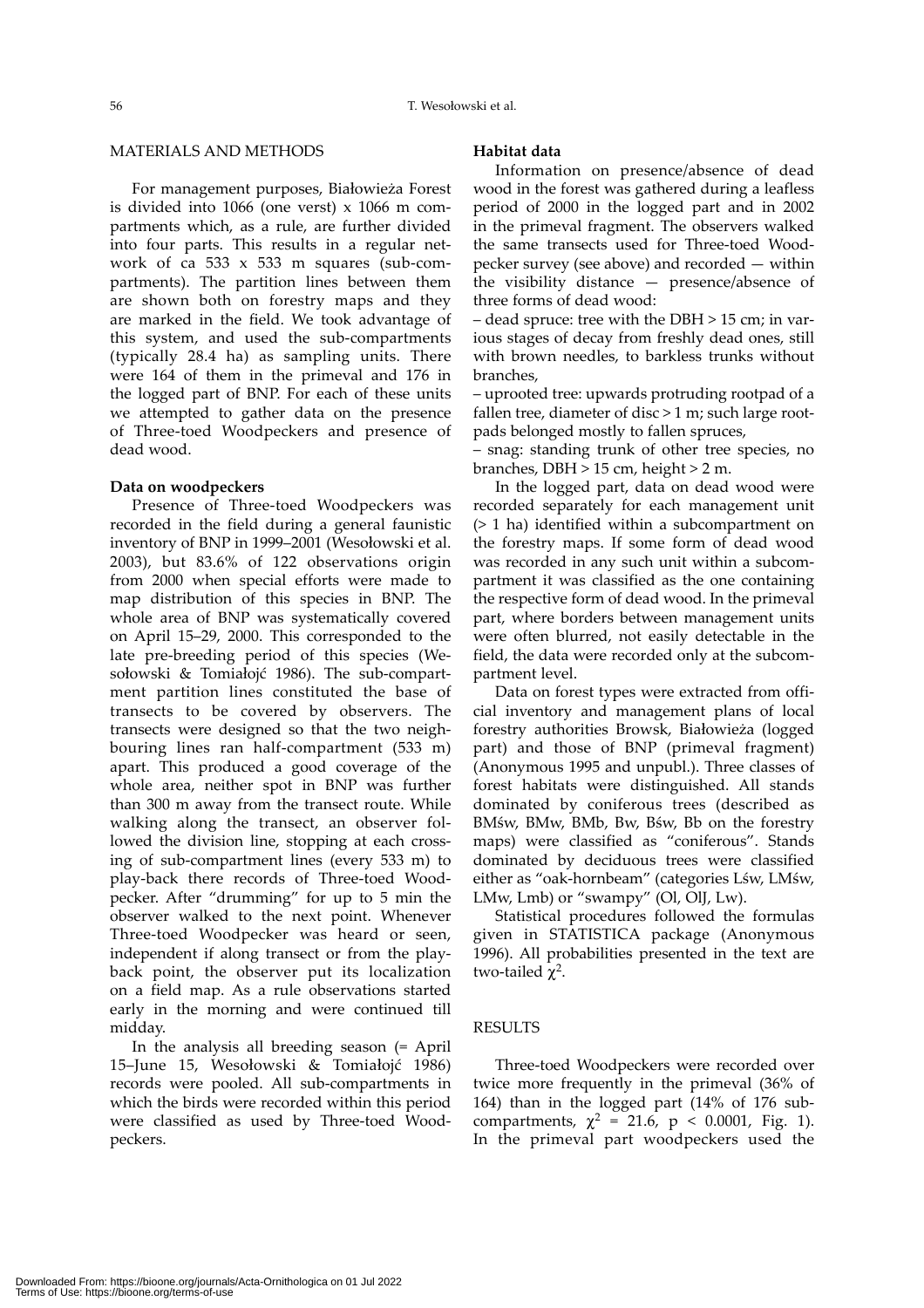## MATERIALS AND METHODS

For management purposes, Białowieża Forest is divided into 1066 (one verst) x 1066 m compartments which, as a rule, are further divided into four parts. This results in a regular network of ca 533 x 533 m squares (sub-compartments). The partition lines between them are shown both on forestry maps and they are marked in the field. We took advantage of this system, and used the sub-compartments (typically 28.4 ha) as sampling units. There were 164 of them in the primeval and 176 in the logged part of BNP. For each of these units we attempted to gather data on the presence of Three-toed Woodpeckers and presence of dead wood.

### Data on woodpeckers

Presence of Three-toed Woodpeckers was recorded in the field during a general faunistic inventory of BNP in 1999–2001 (Wesołowski et al. 2003), but 83.6% of 122 observations origin from 2000 when special efforts were made to map distribution of this species in BNP. The whole area of BNP was systematically covered on April 15–29, 2000. This corresponded to the late pre-breeding period of this species (Wesołowski & Tomiałojć 1986). The sub-compartment partition lines constituted the base of transects to be covered by observers. The transects were designed so that the two neighbouring lines ran half-compartment (533 m) apart. This produced a good coverage of the whole area, neither spot in BNP was further than 300 m away from the transect route. While walking along the transect, an observer followed the division line, stopping at each crossing of sub-compartment lines (every 533 m) to play-back there records of Three-toed Woodpecker. After "drumming" for up to 5 min the observer walked to the next point. Whenever Three-toed Woodpecker was heard or seen, independent if along transect or from the play-back point, the observer put its localization on a field map. As a rule observations started early in the morning and were continued till midday.

In the analysis all breeding season (= April 15–June 15, Wesołowski & Tomiałojć 1986) records were pooled. All sub-compartments in which the birds were recorded within this period were classified as used by Three-toed Woodpeckers.

### Habitat data

Information on presence/absence of dead wood in the forest was gathered during a leafless period of 2000 in the logged part and in 2002 in the primeval fragment. The observers walked the same transects used for Three-toed Woodpecker survey (see above) and recorded — within the visibility distance — presence/absence of three forms of dead wood:

– dead spruce: tree with the DBH > 15 cm; in various stages of decay from freshly dead ones, still with brown needles, to barkless trunks without branches,

– uprooted tree: upwards protruding rootpad of a fallen tree, diameter of disc > 1 m; such large rootpads belonged mostly to fallen spruces,

– snag: standing trunk of other tree species, no branches, DBH > 15 cm, height > 2 m.

In the logged part, data on dead wood were recorded separately for each management unit (> 1 ha) identified within a subcompartment on the forestry maps. If some form of dead wood was recorded in any such unit within a subcompartment it was classified as the one containing the respective form of dead wood. In the primeval part, where borders between management units were often blurred, not easily detectable in the field, the data were recorded only at the subcompartment level.

Data on forest types were extracted from official inventory and management plans of local forestry authorities Browsk, Białowieża (logged part) and those of BNP (primeval fragment) (Anonymous 1995 and unpubl.). Three classes of forest habitats were distinguished. All stands dominated by coniferous trees (described as BMśw, BMw, BMb, Bw, Bśw, Bb on the forestry maps) were classified as "coniferous". Stands dominated by deciduous trees were classified either as "oak-hornbeam" (categories Lśw, LMśw, LMw, Lmb) or "swampy" (Ol, OlJ, Lw).

Statistical procedures followed the formulas given in STATISTICA package (Anonymous 1996). All probabilities presented in the text are two-tailed $\chi^2$.

## RESULTS

Three-toed Woodpeckers were recorded over twice more frequently in the primeval (36% of 164) than in the logged part (14% of 176 sub-compartments, $\chi^2 = 21.6$, $p < 0.0001$, Fig. 1). In the primeval part woodpeckers used the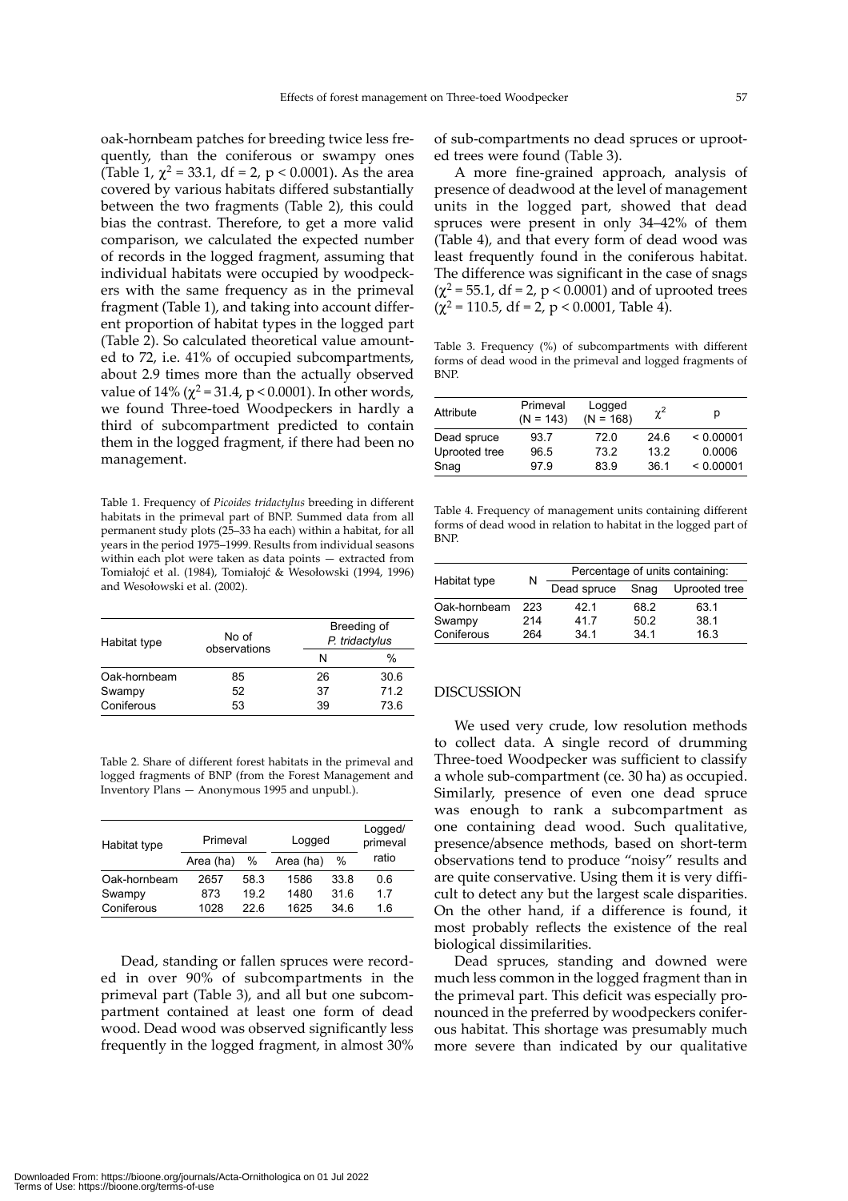oak-hornbeam patches for breeding twice less frequently, than the coniferous or swampy ones (Table 1, $\chi^2 = 33.1$, df = 2, $p < 0.0001$). As the area covered by various habitats differed substantially between the two fragments (Table 2), this could bias the contrast. Therefore, to get a more valid comparison, we calculated the expected number of records in the logged fragment, assuming that individual habitats were occupied by woodpeckers with the same frequency as in the primeval fragment (Table 1), and taking into account different proportion of habitat types in the logged part (Table 2). So calculated theoretical value amounted to 72, i.e. 41% of occupied subcompartments, about 2.9 times more than the actually observed value of 14% ($\chi^2 = 31.4$, $p < 0.0001$). In other words, we found Three-toed Woodpeckers in hardly a third of subcompartment predicted to contain them in the logged fragment, if there had been no management.

Table 1. Frequency of *Picoides tridactylus* breeding in different habitats in the primeval part of BNP. Summed data from all permanent study plots (25–33 ha each) within a habitat, for all years in the period 1975–1999. Results from individual seasons within each plot were taken as data points — extracted from Tomiałojć et al. (1984), Tomiałojć & Wesołowski (1994, 1996) and Wesołowski et al. (2002).

| Habitat type | No of observations | Breeding of *P. tridactylus* | |
|---|---|---|---|
| | | N | % |
| Oak-hornbeam | 85 | 26 | 30.6 |
| Swampy | 52 | 37 | 71.2 |
| Coniferous | 53 | 39 | 73.6 |

Table 2. Share of different forest habitats in the primeval and logged fragments of BNP (from the Forest Management and Inventory Plans — Anonymous 1995 and unpubl.).

| Habitat type | Primeval | | Logged | | Logged/ primeval ratio |
|---|---|---|---|---|---|
| | Area (ha) | % | Area (ha) | % | |
| Oak-hornbeam | 2657 | 58.3 | 1586 | 33.8 | 0.6 |
| Swampy | 873 | 19.2 | 1480 | 31.6 | 1.7 |
| Coniferous | 1028 | 22.6 | 1625 | 34.6 | 1.6 |

Dead, standing or fallen spruces were recorded in over 90% of subcompartments in the primeval part (Table 3), and all but one subcompartment contained at least one form of dead wood. Dead wood was observed significantly less frequently in the logged fragment, in almost 30% of sub-compartments no dead spruces or uprooted trees were found (Table 3).

A more fine-grained approach, analysis of presence of deadwood at the level of management units in the logged part, showed that dead spruces were present in only 34–42% of them (Table 4), and that every form of dead wood was least frequently found in the coniferous habitat. The difference was significant in the case of snags ($\chi^2 = 55.1$, df = 2, $p < 0.0001$) and of uprooted trees ($\chi^2 = 110.5$, df = 2, $p < 0.0001$, Table 4).

Table 3. Frequency (%) of subcompartments with different forms of dead wood in the primeval and logged fragments of BNP.

| Attribute | Primeval (N = 143) | Logged (N = 168) | $\chi^2$ | p |
|---|---|---|---|---|
| Dead spruce | 93.7 | 72.0 | 24.6 | < 0.00001 |
| Uprooted tree | 96.5 | 73.2 | 13.2 | 0.0006 |
| Snag | 97.9 | 83.9 | 36.1 | < 0.00001 |

Table 4. Frequency of management units containing different forms of dead wood in relation to habitat in the logged part of BNP.

| Habitat type | N | Percentage of units containing: | | |
|---|---|---|---|---|
| | | Dead spruce | Snag | Uprooted tree |
| Oak-hornbeam | 223 | 42.1 | 68.2 | 63.1 |
| Swampy | 214 | 41.7 | 50.2 | 38.1 |
| Coniferous | 264 | 34.1 | 34.1 | 16.3 |

## DISCUSSION

We used very crude, low resolution methods to collect data. A single record of drumming Three-toed Woodpecker was sufficient to classify a whole sub-compartment (ce. 30 ha) as occupied. Similarly, presence of even one dead spruce was enough to rank a subcompartment as one containing dead wood. Such qualitative, presence/absence methods, based on short-term observations tend to produce "noisy" results and are quite conservative. Using them it is very difficult to detect any but the largest scale disparities. On the other hand, if a difference is found, it most probably reflects the existence of the real biological dissimilarities.

Dead spruces, standing and downed were much less common in the logged fragment than in the primeval part. This deficit was especially pronounced in the preferred by woodpeckers coniferous habitat. This shortage was presumably much more severe than indicated by our qualitative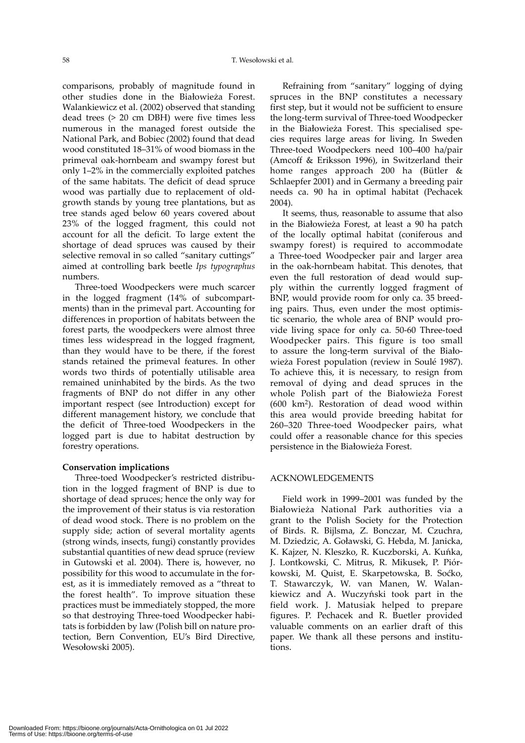comparisons, probably of magnitude found in other studies done in the Białowieża Forest. Walankiewicz et al. (2002) observed that standing dead trees (> 20 cm DBH) were five times less numerous in the managed forest outside the National Park, and Bobiec (2002) found that dead wood constituted 18–31% of wood biomass in the primeval oak-hornbeam and swampy forest but only 1–2% in the commercially exploited patches of the same habitats. The deficit of dead spruce wood was partially due to replacement of old-growth stands by young tree plantations, but as tree stands aged below 60 years covered about 23% of the logged fragment, this could not account for all the deficit. To large extent the shortage of dead spruces was caused by their selective removal in so called "sanitary cuttings" aimed at controlling bark beetle *Ips typographus* numbers.

Three-toed Woodpeckers were much scarcer in the logged fragment (14% of subcompartments) than in the primeval part. Accounting for differences in proportion of habitats between the forest parts, the woodpeckers were almost three times less widespread in the logged fragment, than they would have to be there, if the forest stands retained the primeval features. In other words two thirds of potentially utilisable area remained uninhabited by the birds. As the two fragments of BNP do not differ in any other important respect (see Introduction) except for different management history, we conclude that the deficit of Three-toed Woodpeckers in the logged part is due to habitat destruction by forestry operations.

**Conservation implications**

Three-toed Woodpecker's restricted distribution in the logged fragment of BNP is due to shortage of dead spruces; hence the only way for the improvement of their status is via restoration of dead wood stock. There is no problem on the supply side; action of several mortality agents (strong winds, insects, fungi) constantly provides substantial quantities of new dead spruce (review in Gutowski et al. 2004). There is, however, no possibility for this wood to accumulate in the forest, as it is immediately removed as a "threat to the forest health". To improve situation these practices must be immediately stopped, the more so that destroying Three-toed Woodpecker habitats is forbidden by law (Polish bill on nature protection, Bern Convention, EU's Bird Directive, Wesołowski 2005).

Refraining from "sanitary" logging of dying spruces in the BNP constitutes a necessary first step, but it would not be sufficient to ensure the long-term survival of Three-toed Woodpecker in the Białowieża Forest. This specialised species requires large areas for living. In Sweden Three-toed Woodpeckers need 100–400 ha/pair (Amcoff & Eriksson 1996), in Switzerland their home ranges approach 200 ha (Bütler & Schlaepfer 2001) and in Germany a breeding pair needs ca. 90 ha in optimal habitat (Pechacek 2004).

It seems, thus, reasonable to assume that also in the Białowieża Forest, at least a 90 ha patch of the locally optimal habitat (coniferous and swampy forest) is required to accommodate a Three-toed Woodpecker pair and larger area in the oak-hornbeam habitat. This denotes, that even the full restoration of dead would supply within the currently logged fragment of BNP, would provide room for only ca. 35 breeding pairs. Thus, even under the most optimistic scenario, the whole area of BNP would provide living space for only ca. 50-60 Three-toed Woodpecker pairs. This figure is too small to assure the long-term survival of the Białowieża Forest population (review in Soulé 1987). To achieve this, it is necessary, to resign from removal of dying and dead spruces in the whole Polish part of the Białowieża Forest (600 km$^2$). Restoration of dead wood within this area would provide breeding habitat for 260–320 Three-toed Woodpecker pairs, what could offer a reasonable chance for this species persistence in the Białowieża Forest.

## ACKNOWLEDGEMENTS

Field work in 1999–2001 was funded by the Białowieża National Park authorities via a grant to the Polish Society for the Protection of Birds. R. Bijlsma, Z. Bonczar, M. Czuchra, M. Dziedzic, A. Goławski, G. Hebda, M. Janicka, K. Kajzer, N. Kleszko, R. Kuczborski, A. Kuńka, J. Lontkowski, C. Mitrus, R. Mikusek, P. Piórkowski, M. Quist, E. Skarpetowska, B. Soćko, T. Stawarczyk, W. van Manen, W. Walankiewicz and A. Wuczyński took part in the field work. J. Matusiak helped to prepare figures. P. Pechacek and R. Buetler provided valuable comments on an earlier draft of this paper. We thank all these persons and institutions.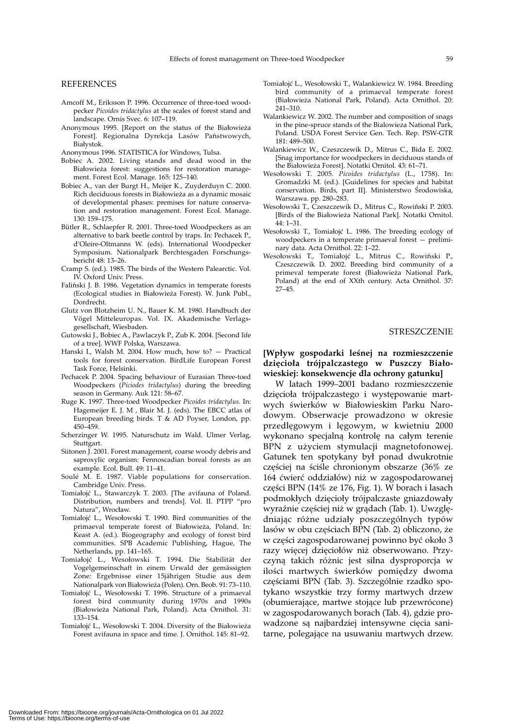## REFERENCES

Amcoff M., Eriksson P. 1996. Occurrence of three-toed woodpecker *Picoides tridactylus* at the scales of forest stand and landscape. Ornis Svec. 6: 107–119.

Anonymous 1995. [Report on the status of the Białowieża Forest]. Regionalna Dyrekcja Lasów Państwowych, Białystok.

Anonymous 1996. STATISTICA for Windows, Tulsa.

Bobiec A. 2002. Living stands and dead wood in the Białowieża forest: suggestions for restoration management. Forest Ecol. Manage. 165: 125–140.

Bobiec A., van der Burgt H., Meijer K., Zuyderduyn C. 2000. Rich deciduous forests in Białowieża as a dynamic mosaic of developmental phases: premises for nature conservation and restoration management. Forest Ecol. Manage. 130: 159–175.

Bütler R., Schlaepfer R. 2001. Three-toed Woodpeckers as an alternative to bark beetle control by traps. In: Pechacek P., d'Oleire-Oltmanns W. (eds). International Woodpecker Symposium. Nationalpark Berchtesgaden Forschungsbericht 48: 13–26.

Cramp S. (ed.). 1985. The birds of the Western Palearctic. Vol. IV. Oxford Univ. Press.

Faliński J. B. 1986. Vegetation dynamics in temperate forests (Ecological studies in Białowieża Forest). W. Junk Publ., Dordrecht.

Glutz von Blotzheim U. N., Bauer K. M. 1980. Handbuch der Vögel Mitteleuropas. Vol. IX. Akademische Verlagsgesellschaft, Wiesbaden.

Gutowski J., Bobiec A., Pawlaczyk P., Zub K. 2004. [Second life of a tree]. WWF Polska, Warszawa.

Hanski I., Walsh M. 2004. How much, how to? — Practical tools for forest conservation. BirdLife European Forest Task Force, Helsinki.

Pechacek P. 2004. Spacing behaviour of Eurasian Three-toed Woodpeckers (*Piciodes tridactylus*) during the breeding season in Germany. Auk 121: 58–67.

Ruge K. 1997. Three-toed Woodpecker *Picoides tridactylus*. In: Hagemeijer E. J. M , Blair M. J. (eds). The EBCC atlas of European breeding birds. T & AD Poyser, London, pp. 450–459.

Scherzinger W. 1995. Naturschutz im Wald. Ulmer Verlag, Stuttgart.

Siitonen J. 2001. Forest management, coarse woody debris and saproxylic organism: Fennoscadian boreal forests as an example. Ecol. Bull. 49: 11–41.

Soulé M. E. 1987. Viable populations for conservation. Cambridge Univ. Press.

Tomiałojć L., Stawarczyk T. 2003. [The avifauna of Poland. Distribution, numbers and trends]. Vol. II. PTPP "pro Natura", Wrocław.

Tomiałojć L., Wesołowski T. 1990. Bird communities of the primaeval temperate forest of Białowieża, Poland. In: Keast A. (ed.). Biogeography and ecology of forest bird communities. SPB Academic Publishing, Hague, The Netherlands, pp. 141–165.

Tomiałojć L., Wesołowski T. 1994. Die Stabilität der Vogelgemeinschaft in einem Urwald der gemässigten Zone: Ergebnisse einer 15jährigen Studie aus dem Nationalpark von Białowieża (Polen). Orn. Beob. 91: 73–110.

Tomiałojć L., Wesołowski T. 1996. Structure of a primaeval forest bird community during 1970s and 1990s (Białowieża National Park, Poland). Acta Ornithol. 31: 133–154.

Tomiałojć L., Wesołowski T. 2004. Diversity of the Białowieża Forest avifauna in space and time. J. Ornithol. 145: 81–92.

Tomiałojć L., Wesołowski T., Walankiewicz W. 1984. Breeding bird community of a primaeval temperate forest (Białowieża National Park, Poland). Acta Ornithol. 20: 241–310.

Walankiewicz W. 2002. The number and composition of snags in the pine-spruce stands of the Bialowieza National Park, Poland. USDA Forest Service Gen. Tech. Rep. PSW-GTR 181: 489–500.

Walankiewicz W., Czeszczewik D., Mitrus C., Bida E. 2002. [Snag importance for woodpeckers in deciduous stands of the Białowieża Forest]. Notatki Ornitol. 43: 61–71.

Wesołowski T. 2005. *Picoides tridactylus* (L., 1758). In: Gromadzki M. (ed.). [Guidelines for species and habitat conservation. Birds, part II]. Ministerstwo Środowiska, Warszawa. pp. 280–283.

Wesołowski T., Czeszczewik D., Mitrus C., Rowiński P. 2003. [Birds of the Białowieża National Park]. Notatki Ornitol. 44: 1–31.

Wesołowski T., Tomiałojć L. 1986. The breeding ecology of woodpeckers in a temperate primaeval forest — preliminary data. Acta Ornithol. 22: 1–22.

Wesołowski T., Tomiałojć L., Mitrus C., Rowiński P., Czeszczewik D. 2002. Breeding bird community of a primeval temperate forest (Białowieża National Park, Poland) at the end of XXth century. Acta Ornithol. 37: 27–45.

## STRESZCZENIE

**[Wpływ gospodarki leśnej na rozmieszczenie dzięcioła trójpalczastego w Puszczy Białowieskiej: konsekwencje dla ochrony gatunku]**

W latach 1999–2001 badano rozmieszczenie dzięcioła trójpalczastego i występowanie martwych świerków w Białowieskim Parku Narodowym. Obserwacje prowadzono w okresie przedlęgowym i lęgowym, w kwietniu 2000 wykonano specjalną kontrolę na całym terenie BPN z użyciem stymulacji magnetofonowej. Gatunek ten spotykany był ponad dwukrotnie częściej na ściśle chronionym obszarze (36% ze 164 ćwierć oddziałów) niż w zagospodarowanej części BPN (14% ze 176, Fig. 1). W borach i lasach podmokłych dzięcioły trójpalczaste gniazdowały wyraźnie częściej niż w grądach (Tab. 1). Uwzględniając różne udziały poszczególnych typów lasów w obu częściach BPN (Tab. 2) obliczono, że w części zagospodarowanej powinno być około 3 razy więcej dzięciołów niż obserwowano. Przyczyną takich różnic jest silna dysproporcja w ilości martwych świerków pomiędzy dwoma częściami BPN (Tab. 3). Szczególnie rzadko spotykano wszystkie trzy formy martwych drzew (obumierające, martwe stojące lub przewrócone) w zagospodarowanych borach (Tab. 4), gdzie prowadzone są najbardziej intensywne cięcia sanitarne, polegające na usuwaniu martwych drzew.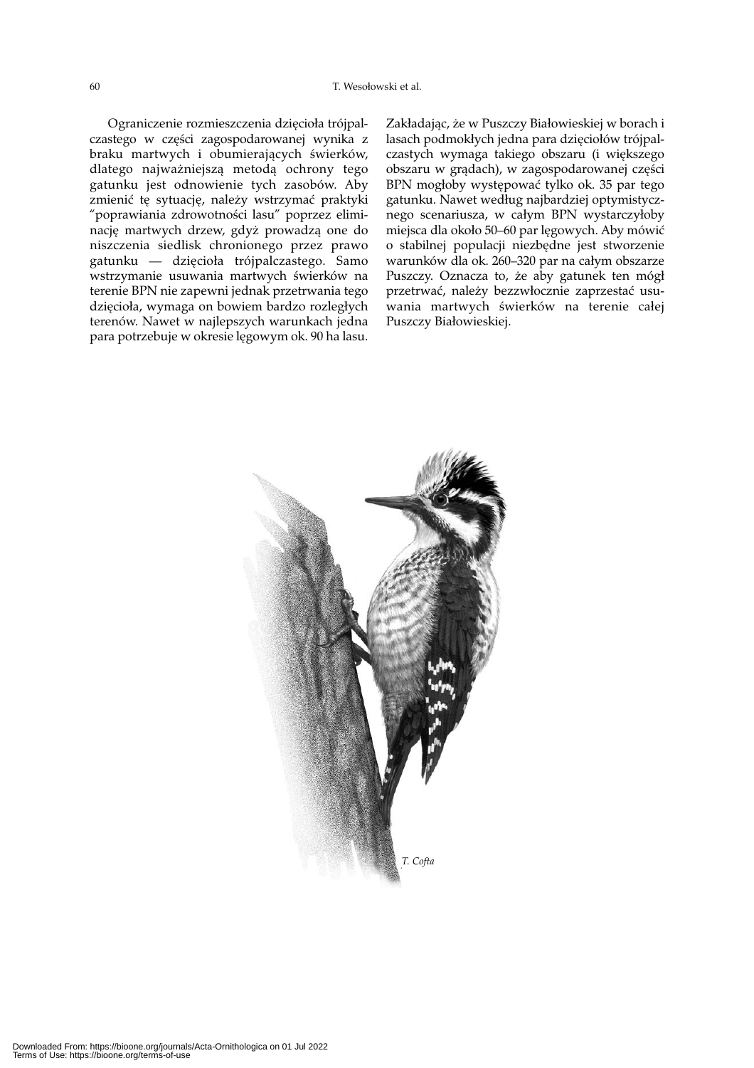Ograniczenie rozmieszczenia dzięcioła trójpalczastego w części zagospodarowanej wynika z braku martwych i obumierających świerków, dlatego najważniejszą metodą ochrony tego gatunku jest odnowienie tych zasobów. Aby zmienić tę sytuację, należy wstrzymać praktyki "poprawiania zdrowotności lasu" poprzez eliminację martwych drzew, gdyż prowadzą one do niszczenia siedlisk chronionego przez prawo gatunku — dzięcioła trójpalczastego. Samo wstrzymanie usuwania martwych świerków na terenie BPN nie zapewni jednak przetrwania tego dzięcioła, wymaga on bowiem bardzo rozległych terenów. Nawet w najlepszych warunkach jedna para potrzebuje w okresie lęgowym ok. 90 ha lasu. Zakładając, że w Puszczy Białowieskiej w borach i lasach podmokłych jedna para dzięciołów trójpalczastych wymaga takiego obszaru (i większego obszaru w grądach), w zagospodarowanej części BPN mogłoby występować tylko ok. 35 par tego gatunku. Nawet według najbardziej optymistycznego scenariusza, w całym BPN wystarczyłoby miejsca dla około 50–60 par lęgowych. Aby mówić o stabilnej populacji niezbędne jest stworzenie warunków dla ok. 260–320 par na całym obszarze Puszczy. Oznacza to, że aby gatunek ten mógł przetrwać, należy bezzwłocznie zaprzestać usuwania martwych świerków na terenie całej Puszczy Białowieskiej.

*T. Cofta*